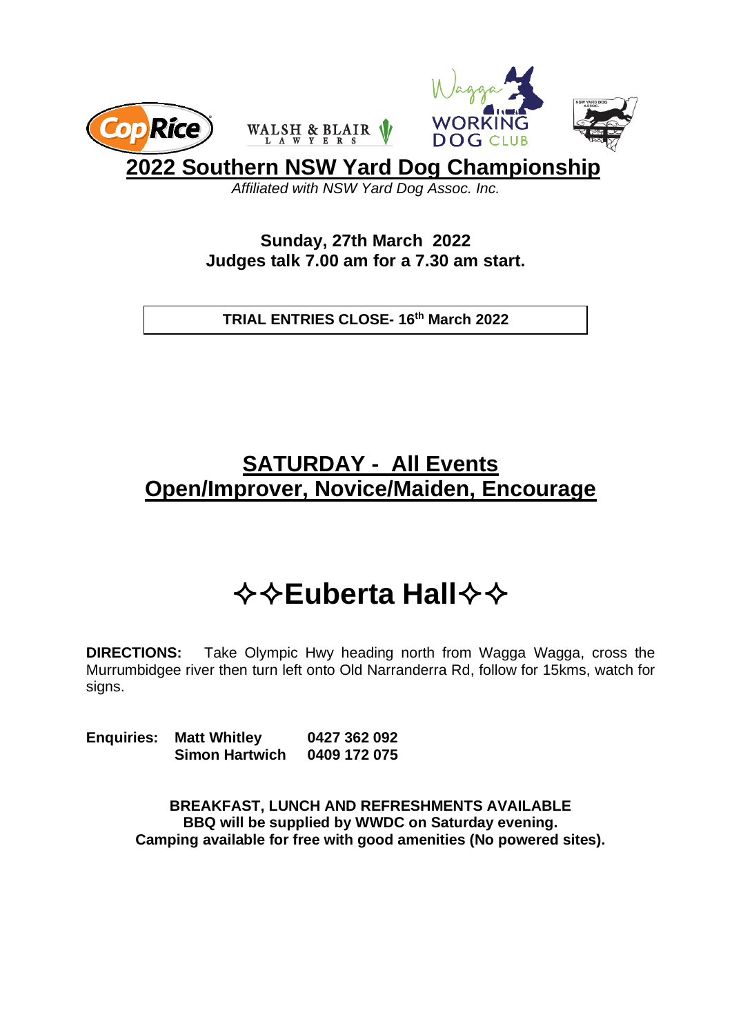# 2022 Southern NSW Yard Dog Championship

*Affiliated with NSW Yard Dog Assoc. Inc.*

**Sunday, 27th March 2022**
**Judges talk 7.00 am for a 7.30 am start.**

**TRIAL ENTRIES CLOSE- 16th March 2022**

## SATURDAY - All Events
## Open/Improver, Novice/Maiden, Encourage

# ✧✧Euberta Hall✧✧

**DIRECTIONS:** Take Olympic Hwy heading north from Wagga Wagga, cross the Murrumbidgee river then turn left onto Old Narranderra Rd, follow for 15kms, watch for signs.

**Enquiries:** **Matt Whitley** **0427 362 092**
**Simon Hartwich** **0409 172 075**

**BREAKFAST, LUNCH AND REFRESHMENTS AVAILABLE**
**BBQ will be supplied by WWDC on Saturday evening.**
**Camping available for free with good amenities (No powered sites).**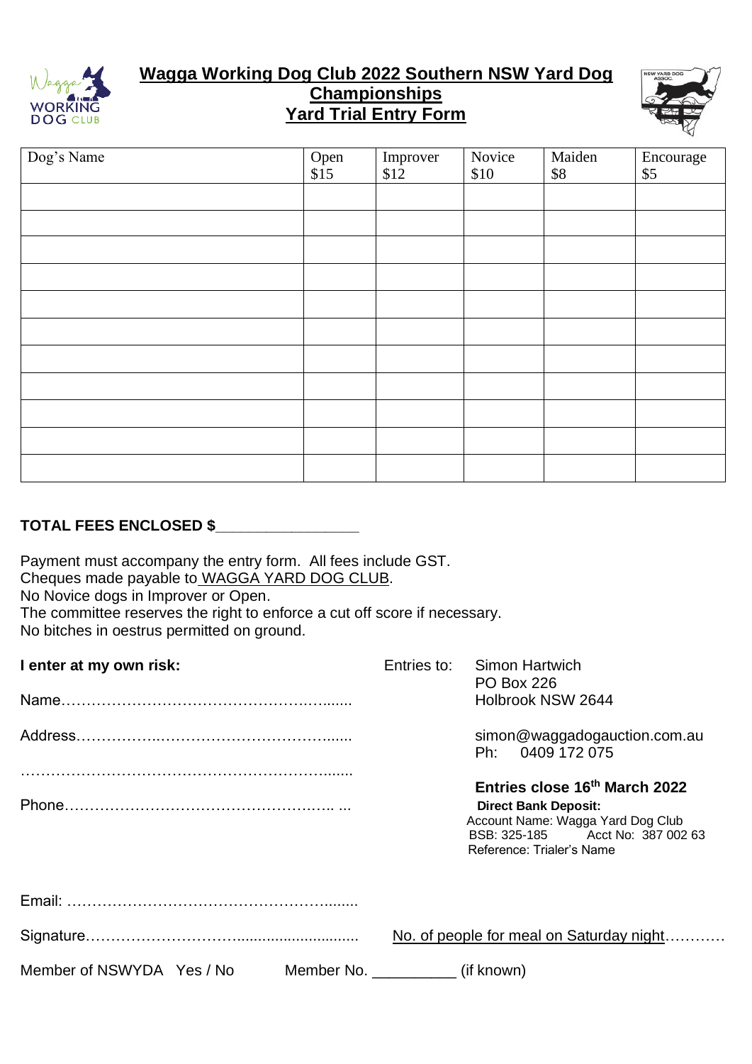# Wagga Working Dog Club 2022 Southern NSW Yard Dog Championships
# Yard Trial Entry Form

| Dog's Name | Open $15 | Improver $12 | Novice $10 | Maiden $8 | Encourage $5 |
|---|---|---|---|---|---|
| | | | | | |
| | | | | | |
| | | | | | |
| | | | | | |
| | | | | | |
| | | | | | |
| | | | | | |
| | | | | | |
| | | | | | |
| | | | | | |
| | | | | | |

**TOTAL FEES ENCLOSED $________________**

Payment must accompany the entry form. All fees include GST.
Cheques made payable to WAGGA YARD DOG CLUB.
No Novice dogs in Improver or Open.
The committee reserves the right to enforce a cut off score if necessary.
No bitches in oestrus permitted on ground.

**I enter at my own risk:**

Name……………………………………………..........

Address……………..……………………………......

………………………………………………………......

Phone…………………………………………….. ...

Email: ……………………………………………........

Signature……………………………...........................

Entries to: Simon Hartwich
PO Box 226
Holbrook NSW 2644

simon@waggadogauction.com.au
Ph: 0409 172 075

**Entries close 16th March 2022**

**Direct Bank Deposit:**
Account Name: Wagga Yard Dog Club
BSB: 325-185 Acct No: 387 002 63
Reference: Trialer's Name

No. of people for meal on Saturday night…………

Member of NSWYDA Yes / No Member No. __________ (if known)